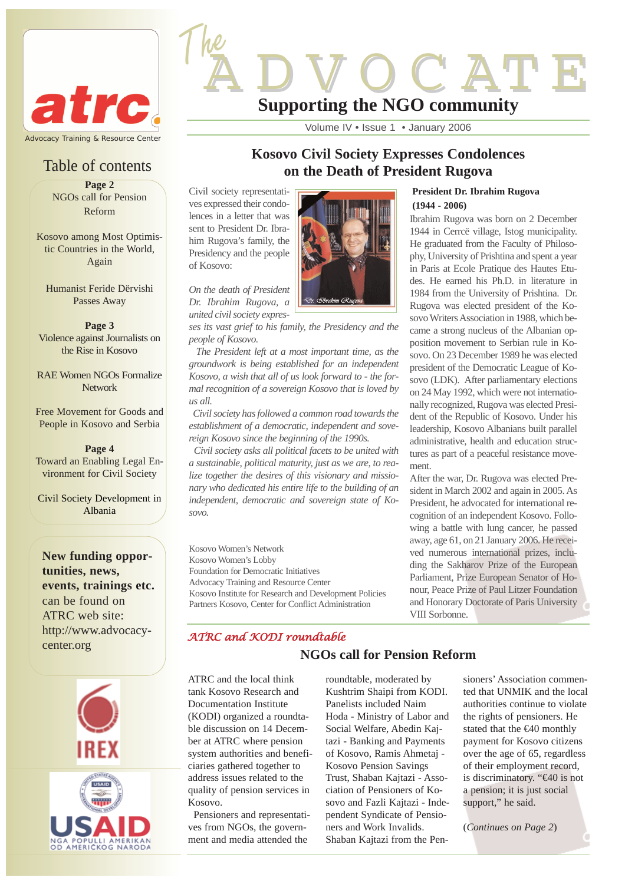atrc

Advocacy Training & Resource Center

# The ADVOCATE

## Supporting the NGO community

Volume IV • Issue 1 • January 2006

## Table of contents

**Page 2**
NGOs call for Pension Reform

Kosovo among Most Optimistic Countries in the World, Again

Humanist Feride Dërvishi Passes Away

**Page 3**
Violence against Journalists on the Rise in Kosovo

RAE Women NGOs Formalize Network

Free Movement for Goods and People in Kosovo and Serbia

**Page 4**
Toward an Enabling Legal Environment for Civil Society

Civil Society Development in Albania

**New funding opportunities, news, events, trainings etc.** can be found on ATRC web site: http://www.advocacy-center.org

IREX

USAID
NGA POPULLI AMERIKAN
OD AMERIČKOG NARODA

## Kosovo Civil Society Expresses Condolences on the Death of President Rugova

Civil society representatives expressed their condolences in a letter that was sent to President Dr. Ibrahim Rugova's family, the Presidency and the people of Kosovo:

*On the death of President Dr. Ibrahim Rugova, a united civil society expresses its vast grief to his family, the Presidency and the people of Kosovo.*

*The President left at a most important time, as the groundwork is being established for an independent Kosovo, a wish that all of us look forward to - the formal recognition of a sovereign Kosovo that is loved by us all.*

*Civil society has followed a common road towards the establishment of a democratic, independent and sovereign Kosovo since the beginning of the 1990s.*

*Civil society asks all political facets to be united with a sustainable, political maturity, just as we are, to realize together the desires of this visionary and missionary who dedicated his entire life to the building of an independent, democratic and sovereign state of Kosovo.*

Kosovo Women's Network
Kosovo Women's Lobby
Foundation for Democratic Initiatives
Advocacy Training and Resource Center
Kosovo Institute for Research and Development Policies
Partners Kosovo, Center for Conflict Administration

*Dr. Ibrahim Rugova*

### President Dr. Ibrahim Rugova (1944 - 2006)

Ibrahim Rugova was born on 2 December 1944 in Cerrcë village, Istog municipality. He graduated from the Faculty of Philosophy, University of Prishtina and spent a year in Paris at Ecole Pratique des Hautes Etudes. He earned his Ph.D. in literature in 1984 from the University of Prishtina. Dr. Rugova was elected president of the Kosovo Writers Association in 1988, which became a strong nucleus of the Albanian opposition movement to Serbian rule in Kosovo. On 23 December 1989 he was elected president of the Democratic League of Kosovo (LDK). After parliamentary elections on 24 May 1992, which were not internationally recognized, Rugova was elected President of the Republic of Kosovo. Under his leadership, Kosovo Albanians built parallel administrative, health and education structures as part of a peaceful resistance movement.

After the war, Dr. Rugova was elected President in March 2002 and again in 2005. As President, he advocated for international recognition of an independent Kosovo. Following a battle with lung cancer, he passed away, age 61, on 21 January 2006. He received numerous international prizes, including the Sakharov Prize of the European Parliament, Prize European Senator of Honour, Peace Prize of Paul Litzer Foundation and Honorary Doctorate of Paris University VIII Sorbonne.

*ATRC and KODI roundtable*

## NGOs call for Pension Reform

ATRC and the local think tank Kosovo Research and Documentation Institute (KODI) organized a roundtable discussion on 14 December at ATRC where pension system authorities and beneficiaries gathered together to address issues related to the quality of pension services in Kosovo.

Pensioners and representatives from NGOs, the government and media attended the roundtable, moderated by Kushtrim Shaipi from KODI. Panelists included Naim Hoda - Ministry of Labor and Social Welfare, Abedin Kajtazi - Banking and Payments of Kosovo, Ramis Ahmetaj - Kosovo Pension Savings Trust, Shaban Kajtazi - Association of Pensioners of Kosovo and Fazli Kajtazi - Independent Syndicate of Pensioners and Work Invalids. Shaban Kajtazi from the Pensioners' Association commented that UNMIK and the local authorities continue to violate the rights of pensioners. He stated that the €40 monthly payment for Kosovo citizens over the age of 65, regardless of their employment record, is discriminatory. "€40 is not a pension; it is just social support," he said.

(*Continues on Page 2*)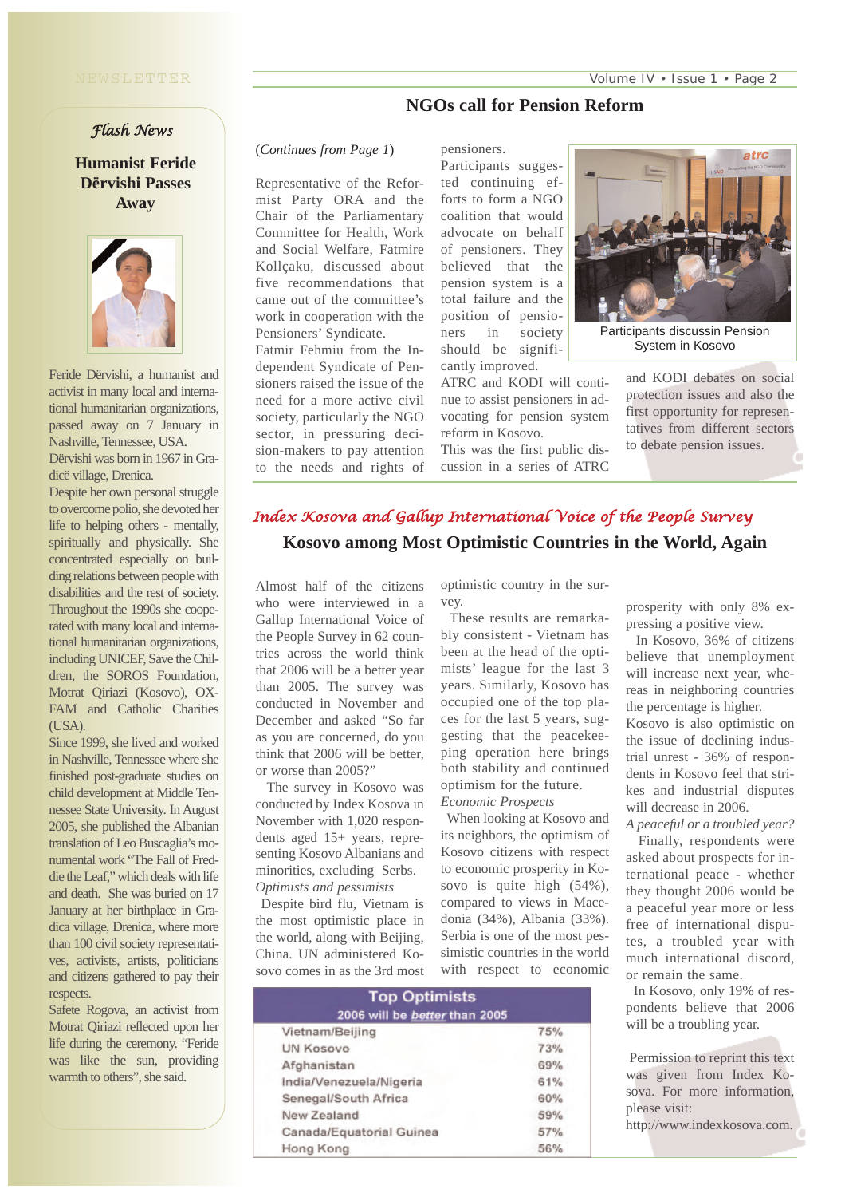## Flash News

### Humanist Feride Dërvishi Passes Away

Feride Dërvishi, a humanist and activist in many local and international humanitarian organizations, passed away on 7 January in Nashville, Tennessee, USA.

Dërvishi was born in 1967 in Gradicë village, Drenica.

Despite her own personal struggle to overcome polio, she devoted her life to helping others - mentally, spiritually and physically. She concentrated especially on building relations between people with disabilities and the rest of society. Throughout the 1990s she cooperated with many local and international humanitarian organizations, including UNICEF, Save the Children, the SOROS Foundation, Motrat Qiriazi (Kosovo), OXFAM and Catholic Charities (USA).

Since 1999, she lived and worked in Nashville, Tennessee where she finished post-graduate studies on child development at Middle Tennessee State University. In August 2005, she published the Albanian translation of Leo Buscaglia's monumental work "The Fall of Freddie the Leaf," which deals with life and death. She was buried on 17 January at her birthplace in Gradica village, Drenica, where more than 100 civil society representatives, activists, artists, politicians and citizens gathered to pay their respects.

Safete Rogova, an activist from Motrat Qiriazi reflected upon her life during the ceremony. "Feride was like the sun, providing warmth to others", she said.

## NGOs call for Pension Reform

(*Continues from Page 1*)

Representative of the Reformist Party ORA and the Chair of the Parliamentary Committee for Health, Work and Social Welfare, Fatmire Kollçaku, discussed about five recommendations that came out of the committee's work in cooperation with the Pensioners' Syndicate.

Fatmir Fehmiu from the Independent Syndicate of Pensioners raised the issue of the need for a more active civil society, particularly the NGO sector, in pressuring decision-makers to pay attention to the needs and rights of pensioners.

Participants suggested continuing efforts to form a NGO coalition that would advocate on behalf of pensioners. They believed that the pension system is a total failure and the position of pensioners in society should be significantly improved.

ATRC and KODI will continue to assist pensioners in advocating for pension system reform in Kosovo.

This was the first public discussion in a series of ATRC and KODI debates on social protection issues and also the first opportunity for representatives from different sectors to debate pension issues.

Participants discussin Pension System in Kosovo

## *Index Kosova and Gallup International Voice of the People Survey*

## Kosovo among Most Optimistic Countries in the World, Again

Almost half of the citizens who were interviewed in a Gallup International Voice of the People Survey in 62 countries across the world think that 2006 will be a better year than 2005. The survey was conducted in November and December and asked "So far as you are concerned, do you think that 2006 will be better, or worse than 2005?"

The survey in Kosovo was conducted by Index Kosova in November with 1,020 respondents aged 15+ years, representing Kosovo Albanians and minorities, excluding Serbs.

*Optimists and pessimists*

Despite bird flu, Vietnam is the most optimistic place in the world, along with Beijing, China. UN administered Kosovo comes in as the 3rd most optimistic country in the survey.

These results are remarkably consistent - Vietnam has been at the head of the optimists' league for the last 3 years. Similarly, Kosovo has occupied one of the top places for the last 5 years, suggesting that the peacekeeping operation here brings both stability and continued optimism for the future.

*Economic Prospects*

When looking at Kosovo and its neighbors, the optimism of Kosovo citizens with respect to economic prosperity in Kosovo is quite high (54%), compared to views in Macedonia (34%), Albania (33%). Serbia is one of the most pessimistic countries in the world with respect to economic prosperity with only 8% expressing a positive view.

In Kosovo, 36% of citizens believe that unemployment will increase next year, whereas in neighboring countries the percentage is higher. Kosovo is also optimistic on the issue of declining industrial unrest - 36% of respondents in Kosovo feel that strikes and industrial disputes will decrease in 2006.

*A peaceful or a troubled year?*

Finally, respondents were asked about prospects for international peace - whether they thought 2006 would be a peaceful year more or less free of international disputes, a troubled year with much international discord, or remain the same.

In Kosovo, only 19% of respondents believe that 2006 will be a troubling year.

**Top Optimists**
2006 will be *better* than 2005

| Country | % |
|---|---|
| Vietnam/Beijing | 75% |
| UN Kosovo | 73% |
| Afghanistan | 69% |
| India/Venezuela/Nigeria | 61% |
| Senegal/South Africa | 60% |
| New Zealand | 59% |
| Canada/Equatorial Guinea | 57% |
| Hong Kong | 56% |

Permission to reprint this text was given from Index Kosova. For more information, please visit: http://www.indexkosova.com.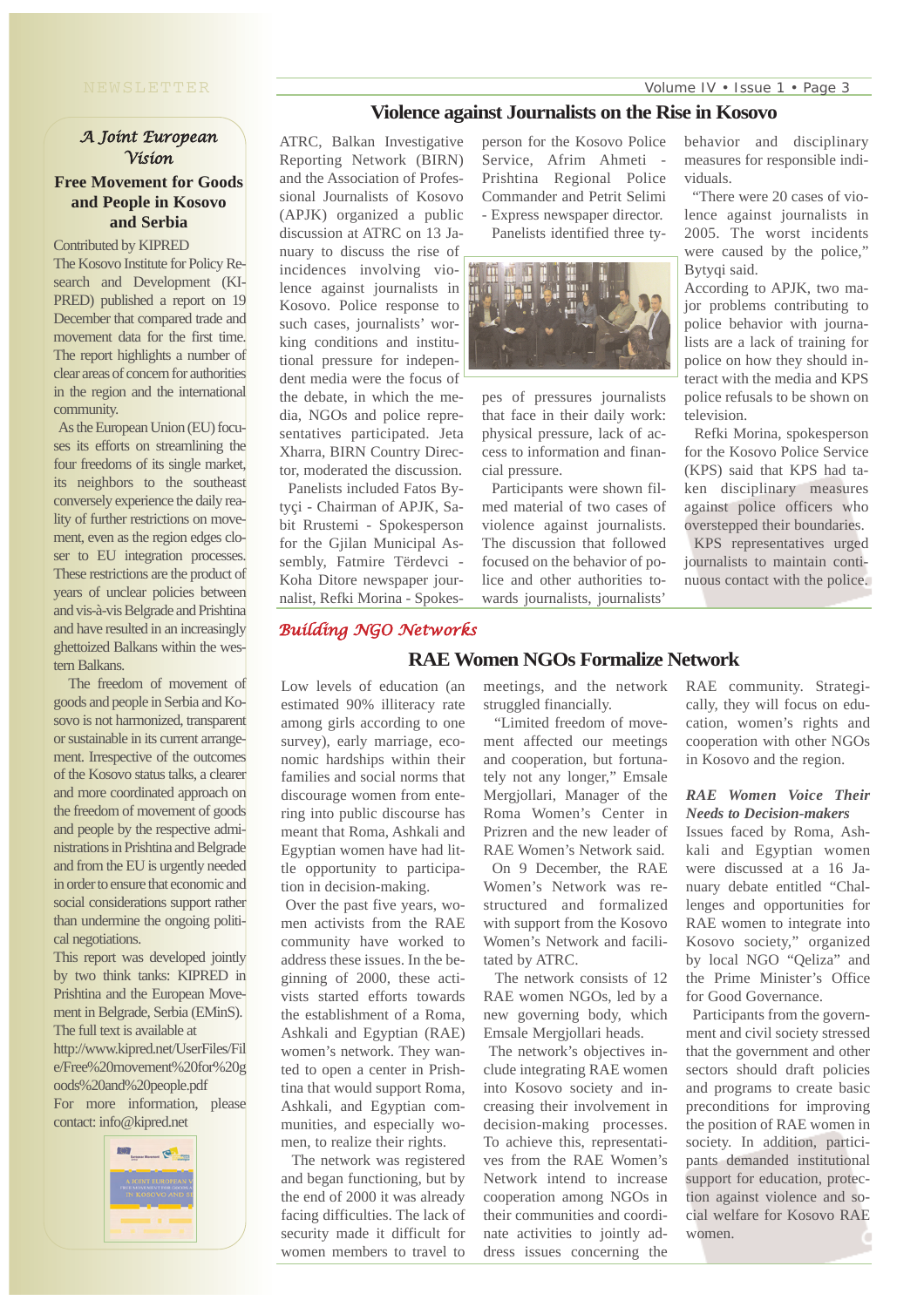## A Joint European Vision

### Free Movement for Goods and People in Kosovo and Serbia

Contributed by KIPRED

The Kosovo Institute for Policy Research and Development (KIPRED) published a report on 19 December that compared trade and movement data for the first time. The report highlights a number of clear areas of concern for authorities in the region and the international community.

As the European Union (EU) focuses its efforts on streamlining the four freedoms of its single market, its neighbors to the southeast conversely experience the daily reality of further restrictions on movement, even as the region edges closer to EU integration processes. These restrictions are the product of years of unclear policies between and vis-à-vis Belgrade and Prishtina and have resulted in an increasingly ghettoized Balkans within the western Balkans.

The freedom of movement of goods and people in Serbia and Kosovo is not harmonized, transparent or sustainable in its current arrangement. Irrespective of the outcomes of the Kosovo status talks, a clearer and more coordinated approach on the freedom of movement of goods and people by the respective administrations in Prishtina and Belgrade and from the EU is urgently needed in order to ensure that economic and social considerations support rather than undermine the ongoing political negotiations.

This report was developed jointly by two think tanks: KIPRED in Prishtina and the European Movement in Belgrade, Serbia (EMinS). The full text is available at http://www.kipred.net/UserFiles/File/Free%20movement%20for%20goods%20and%20people.pdf

For more information, please contact: info@kipred.net

## Violence against Journalists on the Rise in Kosovo

ATRC, Balkan Investigative Reporting Network (BIRN) and the Association of Professional Journalists of Kosovo (APJK) organized a public discussion at ATRC on 13 January to discuss the rise of incidences involving violence against journalists in Kosovo. Police response to such cases, journalists' working conditions and institutional pressure for independent media were the focus of the debate, in which the media, NGOs and police representatives participated. Jeta Xharra, BIRN Country Director, moderated the discussion.

Panelists included Fatos Bytyçi - Chairman of APJK, Sabit Rrustemi - Spokesperson for the Gjilan Municipal Assembly, Fatmire Tërdevci - Koha Ditore newspaper journalist, Refki Morina - Spokesperson for the Kosovo Police Service, Afrim Ahmeti - Prishtina Regional Police Commander and Petrit Selimi - Express newspaper director.

Panelists identified three types of pressures journalists that face in their daily work: physical pressure, lack of access to information and financial pressure.

Participants were shown filmed material of two cases of violence against journalists. The discussion that followed focused on the behavior of police and other authorities towards journalists, journalists' behavior and disciplinary measures for responsible individuals.

"There were 20 cases of violence against journalists in 2005. The worst incidents were caused by the police," Bytyqi said.

According to APJK, two major problems contributing to police behavior with journalists are a lack of training for police on how they should interact with the media and KPS police refusals to be shown on television.

Refki Morina, spokesperson for the Kosovo Police Service (KPS) said that KPS had taken disciplinary measures against police officers who overstepped their boundaries. KPS representatives urged journalists to maintain continuous contact with the police.

## Building NGO Networks

### RAE Women NGOs Formalize Network

Low levels of education (an estimated 90% illiteracy rate among girls according to one survey), early marriage, economic hardships within their families and social norms that discourage women from entering into public discourse has meant that Roma, Ashkali and Egyptian women have had little opportunity to participation in decision-making.

Over the past five years, women activists from the RAE community have worked to address these issues. In the beginning of 2000, these activists started efforts towards the establishment of a Roma, Ashkali and Egyptian (RAE) women's network. They wanted to open a center in Prishtina that would support Roma, Ashkali, and Egyptian communities, and especially women, to realize their rights.

The network was registered and began functioning, but by the end of 2000 it was already facing difficulties. The lack of security made it difficult for women members to travel to meetings, and the network struggled financially.

"Limited freedom of movement affected our meetings and cooperation, but fortunately not any longer," Emsale Mergjollari, Manager of the Roma Women's Center in Prizren and the new leader of RAE Women's Network said.

On 9 December, the RAE Women's Network was restructured and formalized with support from the Kosovo Women's Network and facilitated by ATRC.

The network consists of 12 RAE women NGOs, led by a new governing body, which Emsale Mergjollari heads.

The network's objectives include integrating RAE women into Kosovo society and increasing their involvement in decision-making processes. To achieve this, representatives from the RAE Women's Network intend to increase cooperation among NGOs in their communities and coordinate activities to jointly address issues concerning the RAE community. Strategically, they will focus on education, women's rights and cooperation with other NGOs in Kosovo and the region.

***RAE Women Voice Their Needs to Decision-makers***

Issues faced by Roma, Ashkali and Egyptian women were discussed at a 16 January debate entitled "Challenges and opportunities for RAE women to integrate into Kosovo society," organized by local NGO "Qeliza" and the Prime Minister's Office for Good Governance.

Participants from the government and civil society stressed that the government and other sectors should draft policies and programs to create basic preconditions for improving the position of RAE women in society. In addition, participants demanded institutional support for education, protection against violence and social welfare for Kosovo RAE women.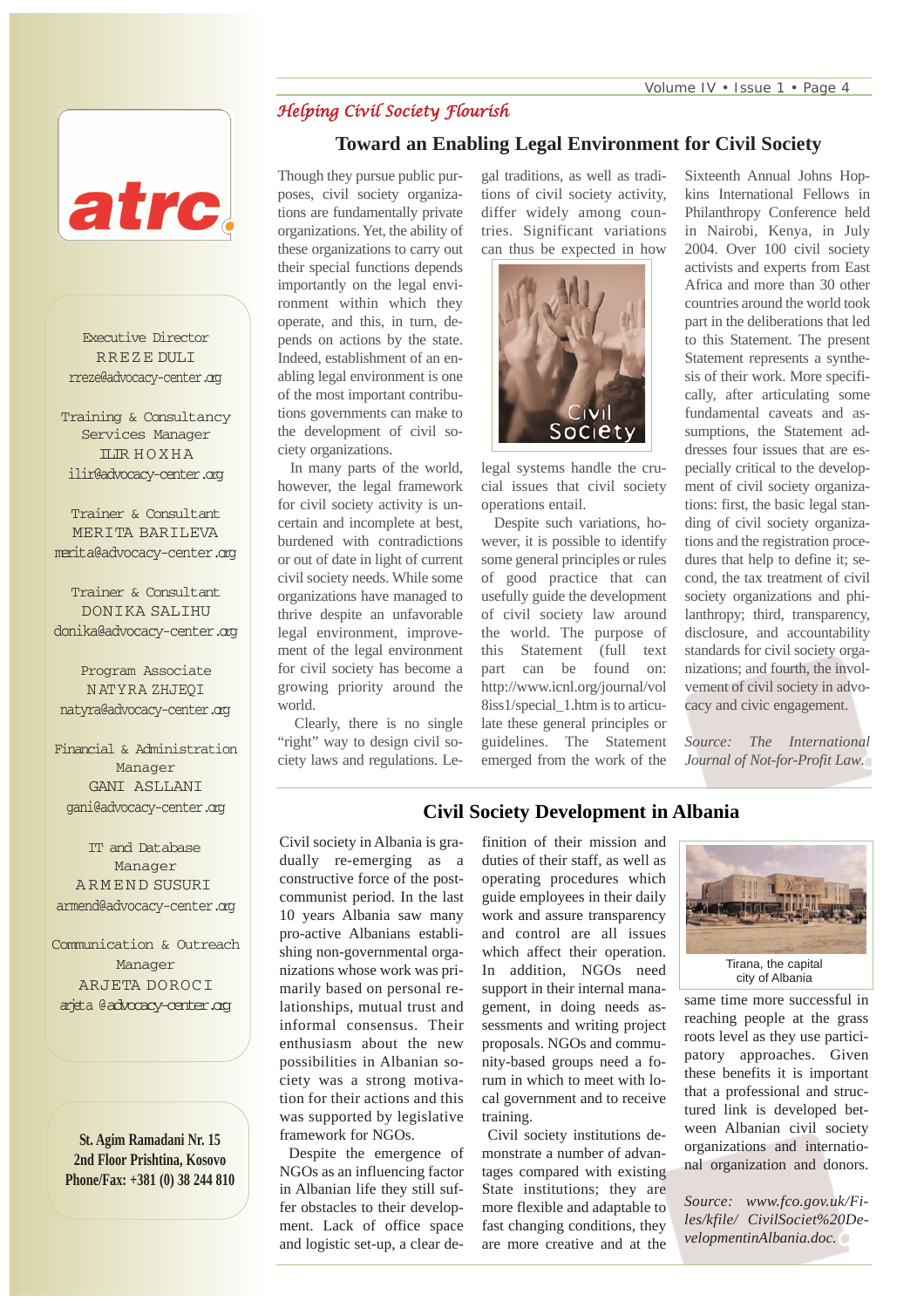*Helping Civil Society Flourish*

## Toward an Enabling Legal Environment for Civil Society

Though they pursue public purposes, civil society organizations are fundamentally private organizations. Yet, the ability of these organizations to carry out their special functions depends importantly on the legal environment within which they operate, and this, in turn, depends on actions by the state. Indeed, establishment of an enabling legal environment is one of the most important contributions governments can make to the development of civil society organizations.

In many parts of the world, however, the legal framework for civil society activity is uncertain and incomplete at best, burdened with contradictions or out of date in light of current civil society needs. While some organizations have managed to thrive despite an unfavorable legal environment, improvement of the legal environment for civil society has become a growing priority around the world.

Clearly, there is no single "right" way to design civil society laws and regulations. Legal traditions, as well as traditions of civil society activity, differ widely among countries. Significant variations can thus be expected in how legal systems handle the crucial issues that civil society operations entail.

Despite such variations, however, it is possible to identify some general principles or rules of good practice that can usefully guide the development of civil society law around the world. The purpose of this Statement (full text part can be found on: http://www.icnl.org/journal/vol8iss1/special_1.htm is to articulate these general principles or guidelines. The Statement emerged from the work of the Sixteenth Annual Johns Hopkins International Fellows in Philanthropy Conference held in Nairobi, Kenya, in July 2004. Over 100 civil society activists and experts from East Africa and more than 30 other countries around the world took part in the deliberations that led to this Statement. The present Statement represents a synthesis of their work. More specifically, after articulating some fundamental caveats and assumptions, the Statement addresses four issues that are especially critical to the development of civil society organizations: first, the basic legal standing of civil society organizations and the registration procedures that help to define it; second, the tax treatment of civil society organizations and philanthropy; third, transparency, disclosure, and accountability standards for civil society organizations; and fourth, the involvement of civil society in advocacy and civic engagement.

*Source: The International Journal of Not-for-Profit Law.*

## Civil Society Development in Albania

Civil society in Albania is gradually re-emerging as a constructive force of the post-communist period. In the last 10 years Albania saw many pro-active Albanians establishing non-governmental organizations whose work was primarily based on personal relationships, mutual trust and informal consensus. Their enthusiasm about the new possibilities in Albanian society was a strong motivation for their actions and this was supported by legislative framework for NGOs.

Despite the emergence of NGOs as an influencing factor in Albanian life they still suffer obstacles to their development. Lack of office space and logistic set-up, a clear definition of their mission and duties of their staff, as well as operating procedures which guide employees in their daily work and assure transparency and control are all issues which affect their operation. In addition, NGOs need support in their internal management, in doing needs assessments and writing project proposals. NGOs and community-based groups need a forum in which to meet with local government and to receive training.

Civil society institutions demonstrate a number of advantages compared with existing State institutions; they are more flexible and adaptable to fast changing conditions, they are more creative and at the same time more successful in reaching people at the grass roots level as they use participatory approaches. Given these benefits it is important that a professional and structured link is developed between Albanian civil society organizations and international organization and donors.

Tirana, the capital city of Albania

*Source: www.fco.gov.uk/Files/kfile/ CivilSociet%20DevelopmentinAlbania.doc.*

---

atrc

Executive Director
RREZE DULI
rreze@advocacy-center.org

Training & Consultancy Services Manager
ILIR HOXHA
ilir@advocacy-center.org

Trainer & Consultant
MERITA BARILEVA
merita@advocacy-center.org

Trainer & Consultant
DONIKA SALIHU
donika@advocacy-center.org

Program Associate
NATYRA ZHJEQI
natyra@advocacy-center.org

Financial & Administration Manager
GANI ASLLANI
gani@advocacy-center.org

IT and Database Manager
ARMEND SUSURI
armend@advocacy-center.org

Communication & Outreach Manager
ARJETA DOROCI
arjeta @advocacy-center.org

**St. Agim Ramadani Nr. 15**
**2nd Floor Prishtina, Kosovo**
**Phone/Fax: +381 (0) 38 244 810**